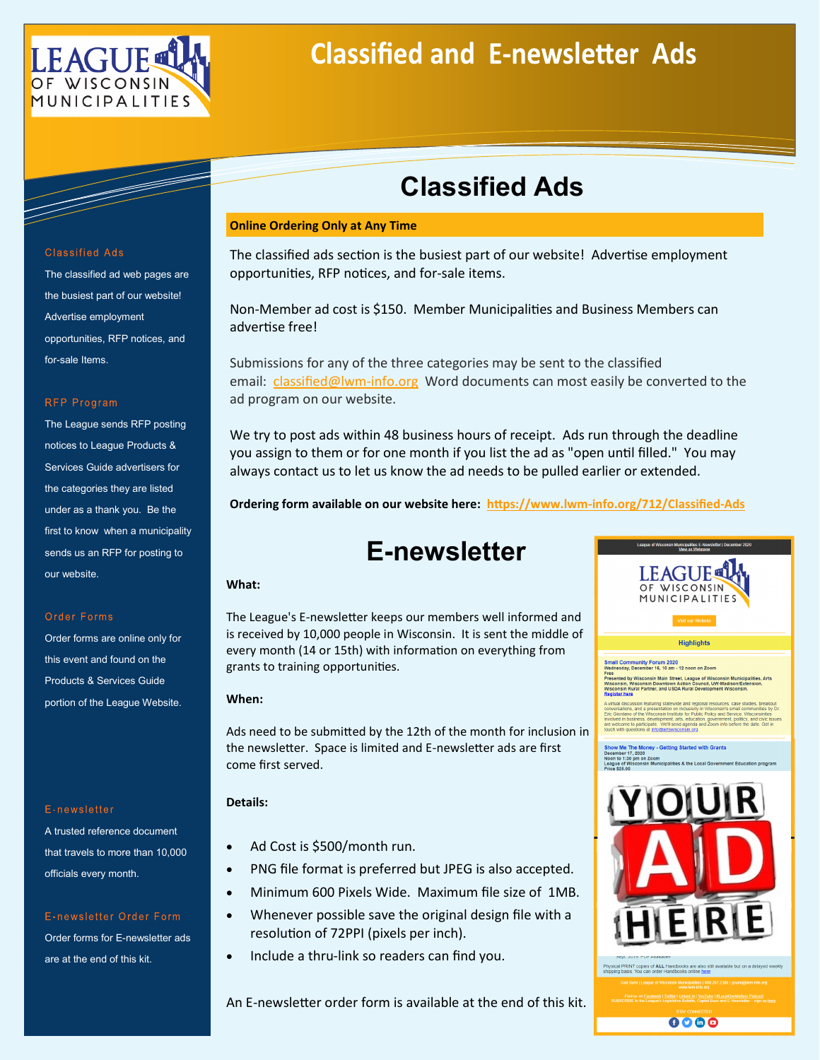# Classified and E-newsletter Ads

## Classified Ads

**Online Ordering Only at Any Time**

The classified ads section is the busiest part of our website! Advertise employment opportunities, RFP notices, and for-sale items.

Non-Member ad cost is $150. Member Municipalities and Business Members can advertise free!

Submissions for any of the three categories may be sent to the classified email: classified@lwm-info.org Word documents can most easily be converted to the ad program on our website.

We try to post ads within 48 business hours of receipt. Ads run through the deadline you assign to them or for one month if you list the ad as "open until filled." You may always contact us to let us know the ad needs to be pulled earlier or extended.

**Ordering form available on our website here: https://www.lwm-info.org/712/Classified-Ads**

## E-newsletter

**What:**

The League's E-newsletter keeps our members well informed and is received by 10,000 people in Wisconsin. It is sent the middle of every month (14 or 15th) with information on everything from grants to training opportunities.

**When:**

Ads need to be submitted by the 12th of the month for inclusion in the newsletter. Space is limited and E-newsletter ads are first come first served.

**Details:**

- Ad Cost is $500/month run.
- PNG file format is preferred but JPEG is also accepted.
- Minimum 600 Pixels Wide. Maximum file size of 1MB.
- Whenever possible save the original design file with a resolution of 72PPI (pixels per inch).
- Include a thru-link so readers can find you.

An E-newsletter order form is available at the end of this kit.

### Classified Ads

The classified ad web pages are the busiest part of our website! Advertise employment opportunities, RFP notices, and for-sale Items.

### RFP Program

The League sends RFP posting notices to League Products & Services Guide advertisers for the categories they are listed under as a thank you. Be the first to know when a municipality sends us an RFP for posting to our website.

### Order Forms

Order forms are online only for this event and found on the Products & Services Guide portion of the League Website.

### E-newsletter

A trusted reference document that travels to more than 10,000 officials every month.

### E-newsletter Order Form

Order forms for E-newsletter ads are at the end of this kit.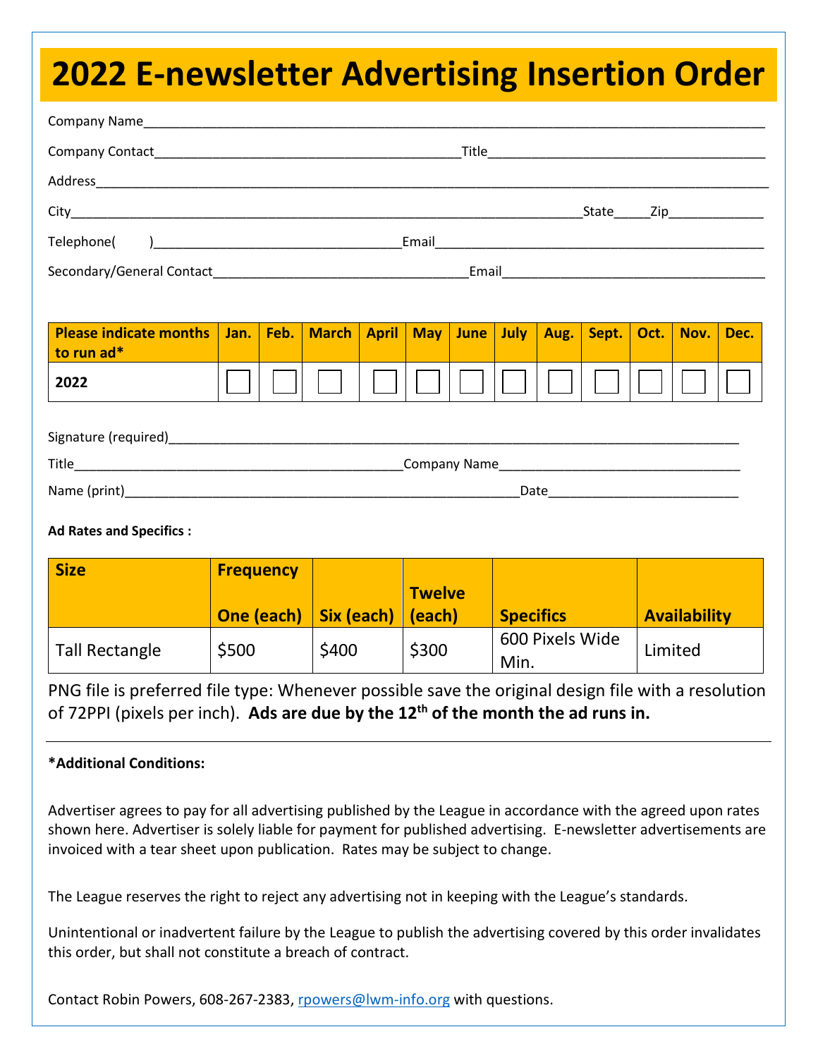# 2022 E-newsletter Advertising Insertion Order

Company Name_______________________________________________________________________________

Company Contact_______________________________________Title___________________________________

Address_____________________________________________________________________________________

City_______________________________________________________________State_____Zip____________

Telephone(     )________________________________Email_________________________________________

Secondary/General Contact________________________________Email__________________________________

| Please indicate months to run ad* | Jan. | Feb. | March | April | May | June | July | Aug. | Sept. | Oct. | Nov. | Dec. |
|---|---|---|---|---|---|---|---|---|---|---|---|---|
| 2022 | ☐ | ☐ | ☐ | ☐ | ☐ | ☐ | ☐ | ☐ | ☐ | ☐ | ☐ | ☐ |

Signature (required)________________________________________________________________________

Title___________________________________________Company Name______________________________

Name (print)_____________________________________________________Date________________________

**Ad Rates and Specifics :**

| Size | Frequency One (each) | Six (each) | Twelve (each) | Specifics | Availability |
|---|---|---|---|---|---|
| Tall Rectangle | $500 | $400 | $300 | 600 Pixels Wide Min. | Limited |

PNG file is preferred file type: Whenever possible save the original design file with a resolution of 72PPI (pixels per inch). **Ads are due by the 12th of the month the ad runs in.**

---

**\*Additional Conditions:**

Advertiser agrees to pay for all advertising published by the League in accordance with the agreed upon rates shown here. Advertiser is solely liable for payment for published advertising. E-newsletter advertisements are invoiced with a tear sheet upon publication. Rates may be subject to change.

The League reserves the right to reject any advertising not in keeping with the League's standards.

Unintentional or inadvertent failure by the League to publish the advertising covered by this order invalidates this order, but shall not constitute a breach of contract.

Contact Robin Powers, 608-267-2383, rpowers@lwm-info.org with questions.